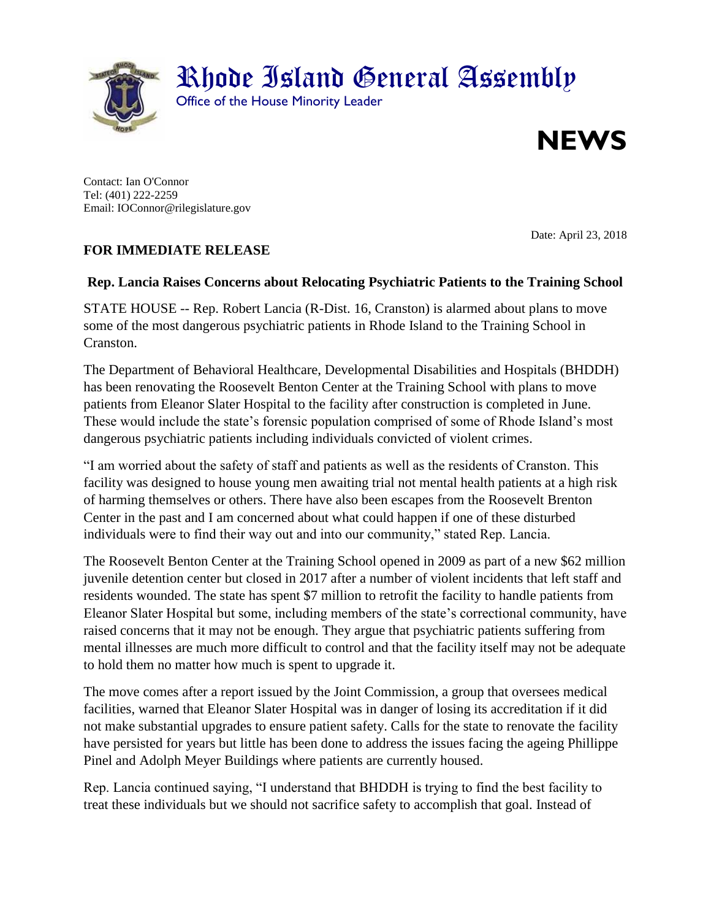# Rhode Island General Assembly

Office of the House Minority Leader

# NEWS

Contact: Ian O'Connor
Tel: (401) 222-2259
Email: IOConnor@rilegislature.gov

Date: April 23, 2018

**FOR IMMEDIATE RELEASE**

## Rep. Lancia Raises Concerns about Relocating Psychiatric Patients to the Training School

STATE HOUSE -- Rep. Robert Lancia (R-Dist. 16, Cranston) is alarmed about plans to move some of the most dangerous psychiatric patients in Rhode Island to the Training School in Cranston.

The Department of Behavioral Healthcare, Developmental Disabilities and Hospitals (BHDDH) has been renovating the Roosevelt Benton Center at the Training School with plans to move patients from Eleanor Slater Hospital to the facility after construction is completed in June. These would include the state's forensic population comprised of some of Rhode Island's most dangerous psychiatric patients including individuals convicted of violent crimes.

"I am worried about the safety of staff and patients as well as the residents of Cranston. This facility was designed to house young men awaiting trial not mental health patients at a high risk of harming themselves or others. There have also been escapes from the Roosevelt Brenton Center in the past and I am concerned about what could happen if one of these disturbed individuals were to find their way out and into our community," stated Rep. Lancia.

The Roosevelt Benton Center at the Training School opened in 2009 as part of a new $62 million juvenile detention center but closed in 2017 after a number of violent incidents that left staff and residents wounded. The state has spent $7 million to retrofit the facility to handle patients from Eleanor Slater Hospital but some, including members of the state's correctional community, have raised concerns that it may not be enough. They argue that psychiatric patients suffering from mental illnesses are much more difficult to control and that the facility itself may not be adequate to hold them no matter how much is spent to upgrade it.

The move comes after a report issued by the Joint Commission, a group that oversees medical facilities, warned that Eleanor Slater Hospital was in danger of losing its accreditation if it did not make substantial upgrades to ensure patient safety. Calls for the state to renovate the facility have persisted for years but little has been done to address the issues facing the ageing Phillippe Pinel and Adolph Meyer Buildings where patients are currently housed.

Rep. Lancia continued saying, "I understand that BHDDH is trying to find the best facility to treat these individuals but we should not sacrifice safety to accomplish that goal. Instead of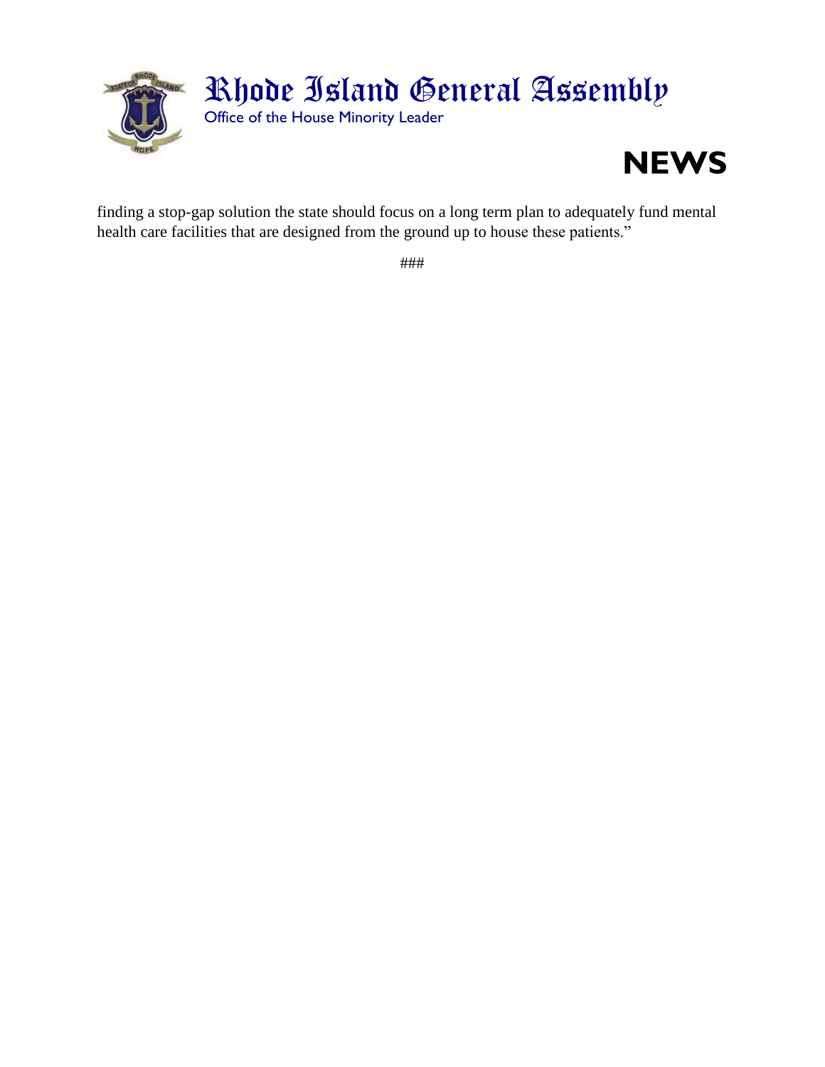finding a stop-gap solution the state should focus on a long term plan to adequately fund mental health care facilities that are designed from the ground up to house these patients."

###